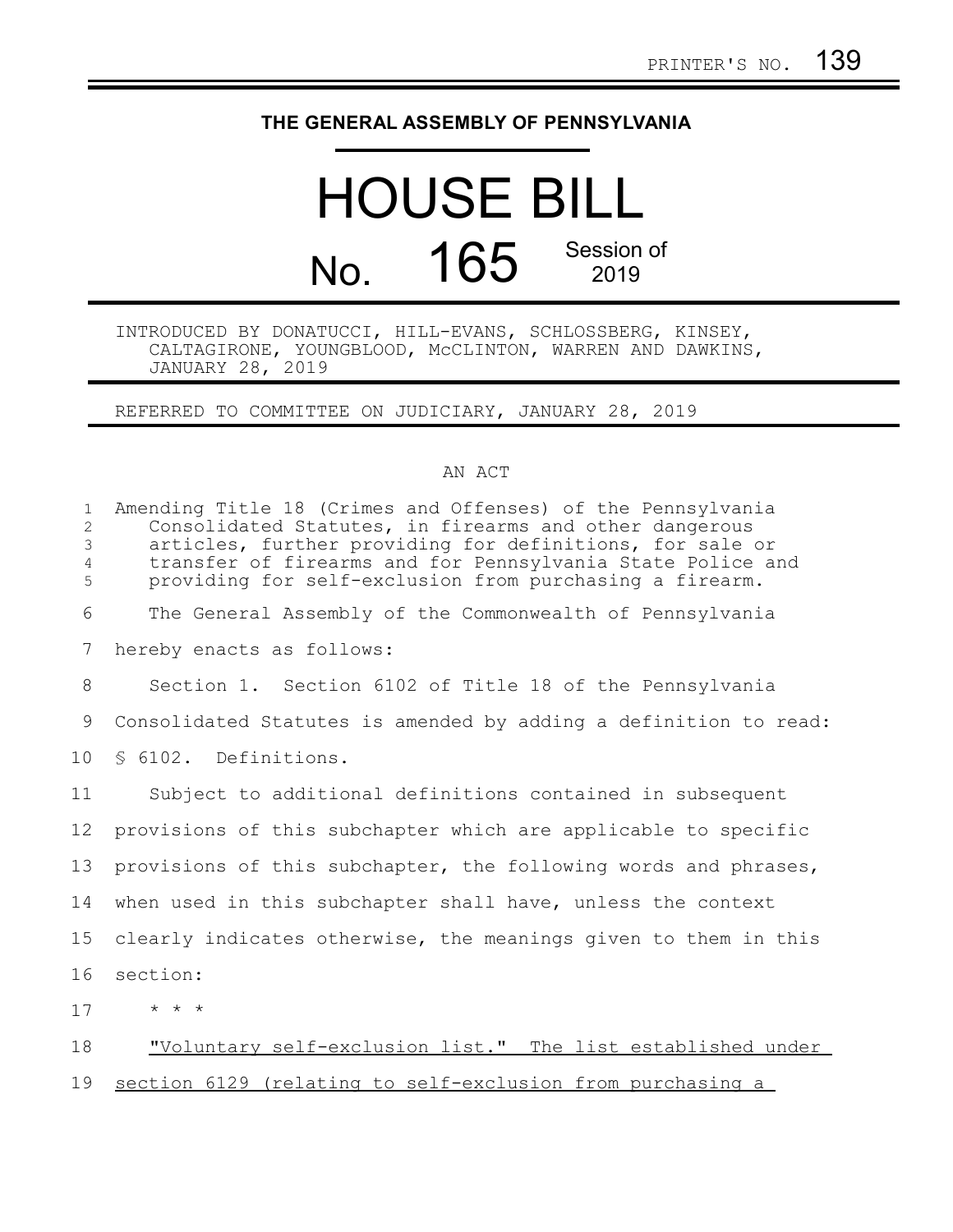PRINTER'S NO. 139

**THE GENERAL ASSEMBLY OF PENNSYLVANIA**

# HOUSE BILL

## No. 165 Session of 2019

INTRODUCED BY DONATUCCI, HILL-EVANS, SCHLOSSBERG, KINSEY, CALTAGIRONE, YOUNGBLOOD, McCLINTON, WARREN AND DAWKINS, JANUARY 28, 2019

REFERRED TO COMMITTEE ON JUDICIARY, JANUARY 28, 2019

AN ACT

Amending Title 18 (Crimes and Offenses) of the Pennsylvania Consolidated Statutes, in firearms and other dangerous articles, further providing for definitions, for sale or transfer of firearms and for Pennsylvania State Police and providing for self-exclusion from purchasing a firearm.

The General Assembly of the Commonwealth of Pennsylvania hereby enacts as follows:

Section 1. Section 6102 of Title 18 of the Pennsylvania Consolidated Statutes is amended by adding a definition to read:

§ 6102. Definitions.

Subject to additional definitions contained in subsequent provisions of this subchapter which are applicable to specific provisions of this subchapter, the following words and phrases, when used in this subchapter shall have, unless the context clearly indicates otherwise, the meanings given to them in this section:

* * *

<u>"Voluntary self-exclusion list." The list established under section 6129 (relating to self-exclusion from purchasing a</u>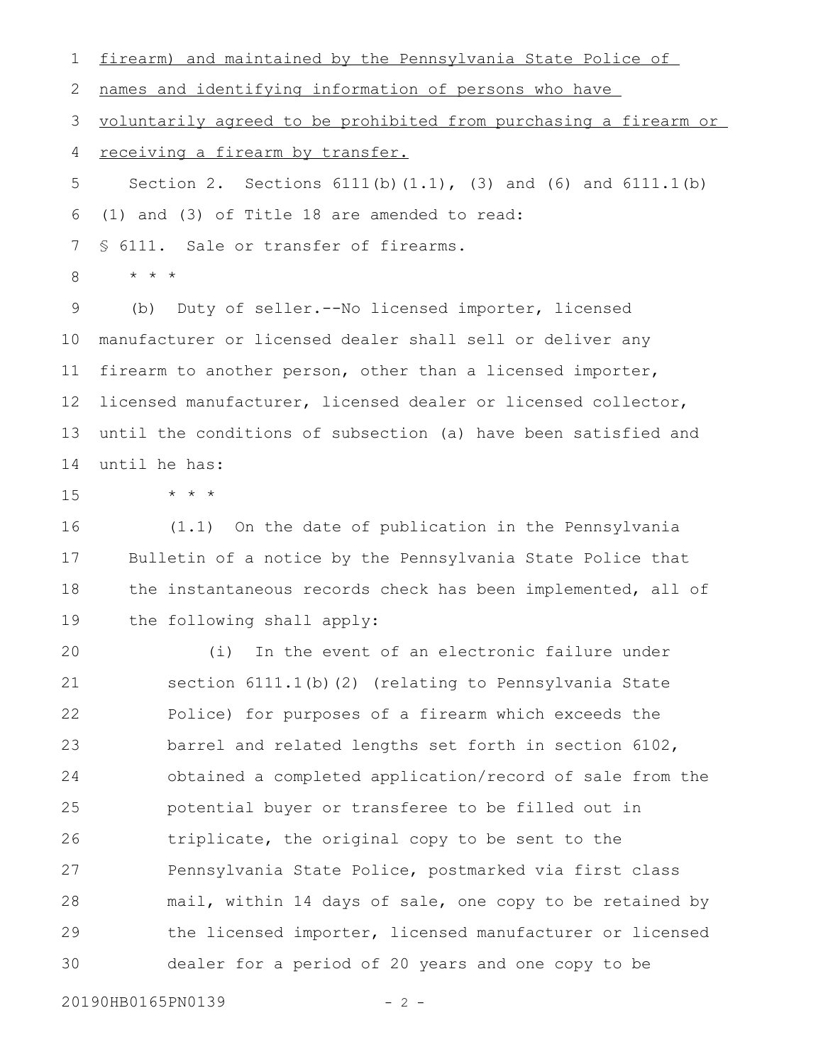firearm) and maintained by the Pennsylvania State Police of names and identifying information of persons who have voluntarily agreed to be prohibited from purchasing a firearm or receiving a firearm by transfer.

Section 2. Sections 6111(b)(1.1), (3) and (6) and 6111.1(b)(1) and (3) of Title 18 are amended to read:

§ 6111. Sale or transfer of firearms.

\* \* \*

(b) Duty of seller.--No licensed importer, licensed manufacturer or licensed dealer shall sell or deliver any firearm to another person, other than a licensed importer, licensed manufacturer, licensed dealer or licensed collector, until the conditions of subsection (a) have been satisfied and until he has:

\* \* \*

(1.1) On the date of publication in the Pennsylvania Bulletin of a notice by the Pennsylvania State Police that the instantaneous records check has been implemented, all of the following shall apply:

(i) In the event of an electronic failure under section 6111.1(b)(2) (relating to Pennsylvania State Police) for purposes of a firearm which exceeds the barrel and related lengths set forth in section 6102, obtained a completed application/record of sale from the potential buyer or transferee to be filled out in triplicate, the original copy to be sent to the Pennsylvania State Police, postmarked via first class mail, within 14 days of sale, one copy to be retained by the licensed importer, licensed manufacturer or licensed dealer for a period of 20 years and one copy to be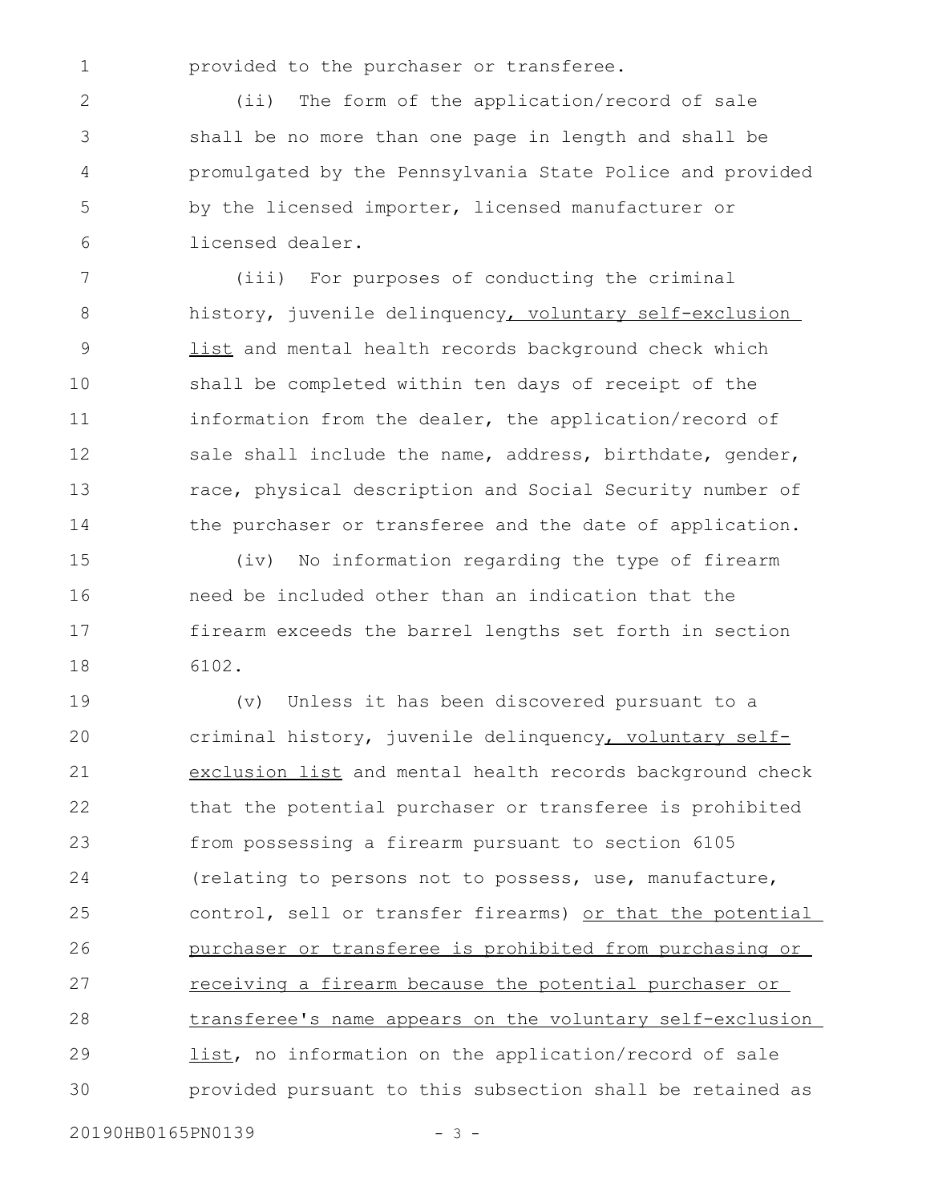provided to the purchaser or transferee.

(ii) The form of the application/record of sale shall be no more than one page in length and shall be promulgated by the Pennsylvania State Police and provided by the licensed importer, licensed manufacturer or licensed dealer.

(iii) For purposes of conducting the criminal history, juvenile delinquency, voluntary self-exclusion list and mental health records background check which shall be completed within ten days of receipt of the information from the dealer, the application/record of sale shall include the name, address, birthdate, gender, race, physical description and Social Security number of the purchaser or transferee and the date of application.

(iv) No information regarding the type of firearm need be included other than an indication that the firearm exceeds the barrel lengths set forth in section 6102.

(v) Unless it has been discovered pursuant to a criminal history, juvenile delinquency, voluntary self-exclusion list and mental health records background check that the potential purchaser or transferee is prohibited from possessing a firearm pursuant to section 6105 (relating to persons not to possess, use, manufacture, control, sell or transfer firearms) or that the potential purchaser or transferee is prohibited from purchasing or receiving a firearm because the potential purchaser or transferee's name appears on the voluntary self-exclusion list, no information on the application/record of sale provided pursuant to this subsection shall be retained as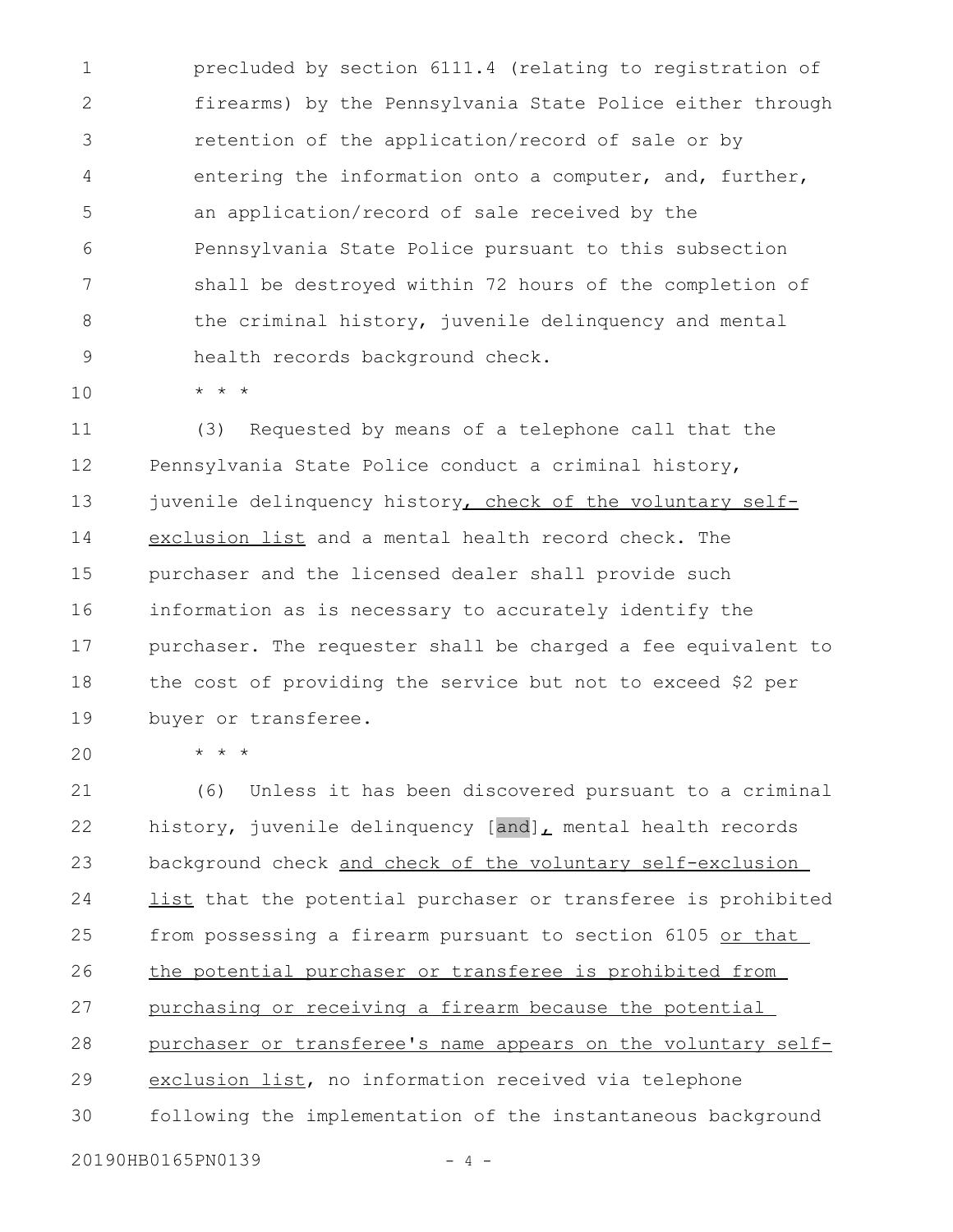precluded by section 6111.4 (relating to registration of firearms) by the Pennsylvania State Police either through retention of the application/record of sale or by entering the information onto a computer, and, further, an application/record of sale received by the Pennsylvania State Police pursuant to this subsection shall be destroyed within 72 hours of the completion of the criminal history, juvenile delinquency and mental health records background check.

* * *

(3) Requested by means of a telephone call that the Pennsylvania State Police conduct a criminal history, juvenile delinquency history, check of the voluntary self-exclusion list and a mental health record check. The purchaser and the licensed dealer shall provide such information as is necessary to accurately identify the purchaser. The requester shall be charged a fee equivalent to the cost of providing the service but not to exceed $2 per buyer or transferee.

* * *

(6) Unless it has been discovered pursuant to a criminal history, juvenile delinquency [and], mental health records background check and check of the voluntary self-exclusion list that the potential purchaser or transferee is prohibited from possessing a firearm pursuant to section 6105 or that the potential purchaser or transferee is prohibited from purchasing or receiving a firearm because the potential purchaser or transferee's name appears on the voluntary self-exclusion list, no information received via telephone following the implementation of the instantaneous background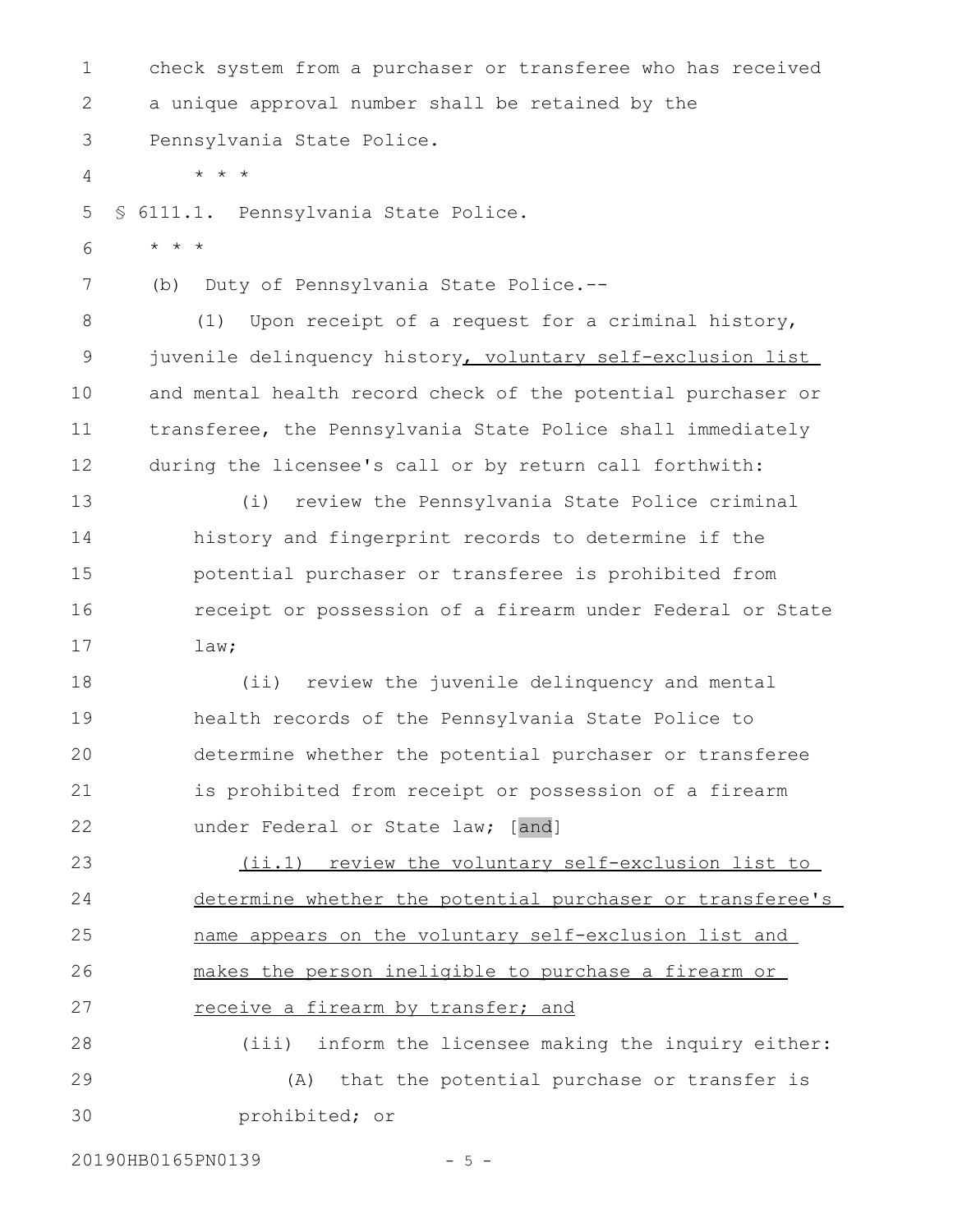check system from a purchaser or transferee who has received a unique approval number shall be retained by the Pennsylvania State Police.

\* \* \*

§ 6111.1. Pennsylvania State Police.

\* \* \*

(b) Duty of Pennsylvania State Police.--

(1) Upon receipt of a request for a criminal history, juvenile delinquency history<u>, voluntary self-exclusion list</u> and mental health record check of the potential purchaser or transferee, the Pennsylvania State Police shall immediately during the licensee's call or by return call forthwith:

(i) review the Pennsylvania State Police criminal history and fingerprint records to determine if the potential purchaser or transferee is prohibited from receipt or possession of a firearm under Federal or State law;

(ii) review the juvenile delinquency and mental health records of the Pennsylvania State Police to determine whether the potential purchaser or transferee is prohibited from receipt or possession of a firearm under Federal or State law; [and]

<u>(ii.1) review the voluntary self-exclusion list to determine whether the potential purchaser or transferee's name appears on the voluntary self-exclusion list and makes the person ineligible to purchase a firearm or receive a firearm by transfer; and</u>

(iii) inform the licensee making the inquiry either:

(A) that the potential purchase or transfer is prohibited; or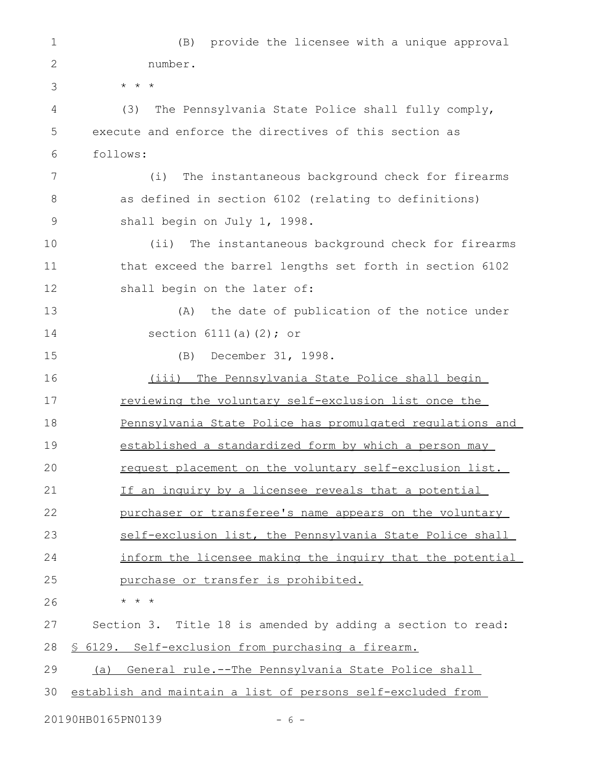(B) provide the licensee with a unique approval number.

* * *

(3) The Pennsylvania State Police shall fully comply, execute and enforce the directives of this section as follows:

(i) The instantaneous background check for firearms as defined in section 6102 (relating to definitions) shall begin on July 1, 1998.

(ii) The instantaneous background check for firearms that exceed the barrel lengths set forth in section 6102 shall begin on the later of:

(A) the date of publication of the notice under section 6111(a)(2); or

(B) December 31, 1998.

<u>(iii) The Pennsylvania State Police shall begin reviewing the voluntary self-exclusion list once the Pennsylvania State Police has promulgated regulations and established a standardized form by which a person may request placement on the voluntary self-exclusion list. If an inquiry by a licensee reveals that a potential purchaser or transferee's name appears on the voluntary self-exclusion list, the Pennsylvania State Police shall inform the licensee making the inquiry that the potential purchase or transfer is prohibited.</u>

* * *

Section 3. Title 18 is amended by adding a section to read:

<u>§ 6129. Self-exclusion from purchasing a firearm.</u>

<u>(a) General rule.--The Pennsylvania State Police shall establish and maintain a list of persons self-excluded from</u>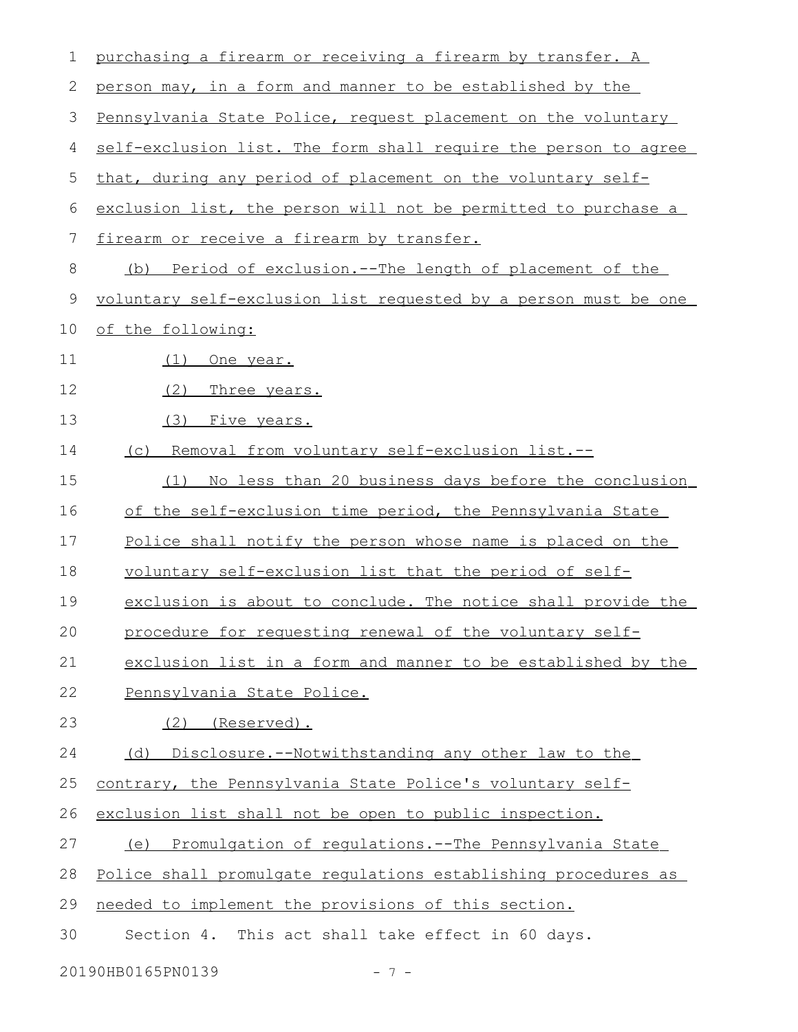purchasing a firearm or receiving a firearm by transfer. A person may, in a form and manner to be established by the Pennsylvania State Police, request placement on the voluntary self-exclusion list. The form shall require the person to agree that, during any period of placement on the voluntary self-exclusion list, the person will not be permitted to purchase a firearm or receive a firearm by transfer.

(b) Period of exclusion.--The length of placement of the voluntary self-exclusion list requested by a person must be one of the following:

(1) One year.

(2) Three years.

(3) Five years.

(c) Removal from voluntary self-exclusion list.--

(1) No less than 20 business days before the conclusion of the self-exclusion time period, the Pennsylvania State Police shall notify the person whose name is placed on the voluntary self-exclusion list that the period of self-exclusion is about to conclude. The notice shall provide the procedure for requesting renewal of the voluntary self-exclusion list in a form and manner to be established by the Pennsylvania State Police.

(2) (Reserved).

(d) Disclosure.--Notwithstanding any other law to the contrary, the Pennsylvania State Police's voluntary self-exclusion list shall not be open to public inspection.

(e) Promulgation of regulations.--The Pennsylvania State Police shall promulgate regulations establishing procedures as needed to implement the provisions of this section.

Section 4. This act shall take effect in 60 days.